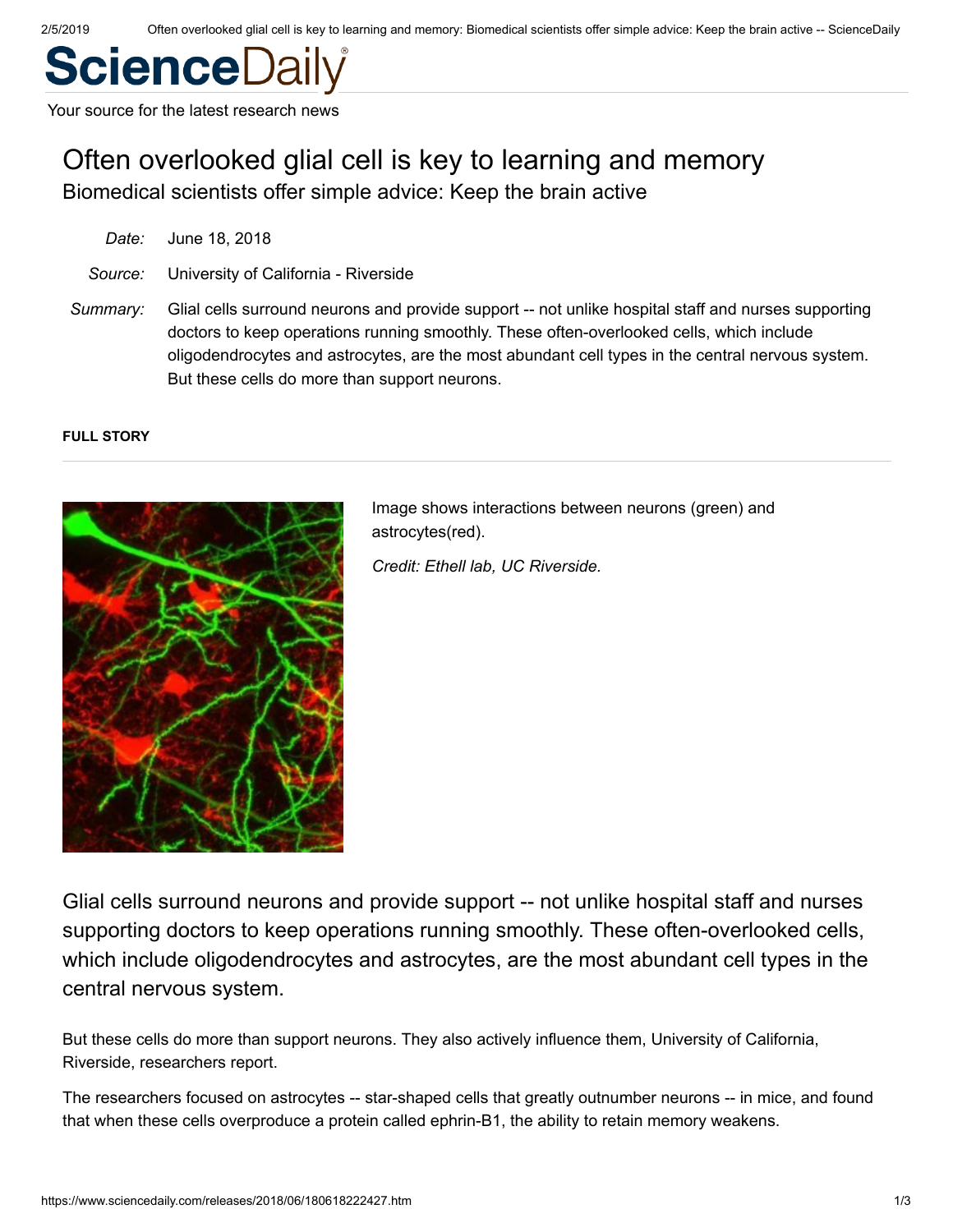# Often overlooked glial cell is key to learning and memory

## Biomedical scientists offer simple advice: Keep the brain active

*Date:* June 18, 2018

*Source:* University of California - Riverside

*Summary:* Glial cells surround neurons and provide support -- not unlike hospital staff and nurses supporting doctors to keep operations running smoothly. These often-overlooked cells, which include oligodendrocytes and astrocytes, are the most abundant cell types in the central nervous system. But these cells do more than support neurons.

**FULL STORY**

Image shows interactions between neurons (green) and astrocytes(red).

*Credit: Ethell lab, UC Riverside.*

Glial cells surround neurons and provide support -- not unlike hospital staff and nurses supporting doctors to keep operations running smoothly. These often-overlooked cells, which include oligodendrocytes and astrocytes, are the most abundant cell types in the central nervous system.

But these cells do more than support neurons. They also actively influence them, University of California, Riverside, researchers report.

The researchers focused on astrocytes -- star-shaped cells that greatly outnumber neurons -- in mice, and found that when these cells overproduce a protein called ephrin-B1, the ability to retain memory weakens.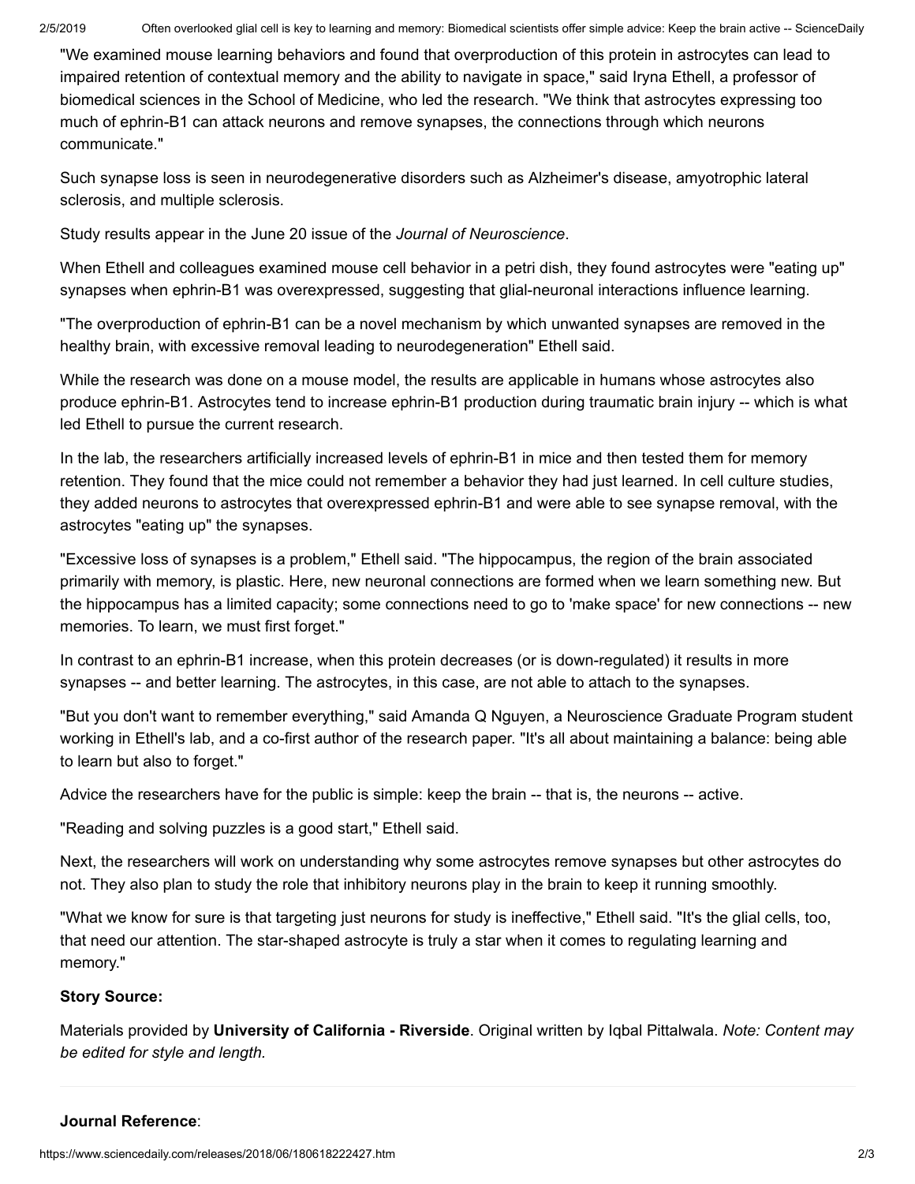"We examined mouse learning behaviors and found that overproduction of this protein in astrocytes can lead to impaired retention of contextual memory and the ability to navigate in space," said Iryna Ethell, a professor of biomedical sciences in the School of Medicine, who led the research. "We think that astrocytes expressing too much of ephrin-B1 can attack neurons and remove synapses, the connections through which neurons communicate."

Such synapse loss is seen in neurodegenerative disorders such as Alzheimer's disease, amyotrophic lateral sclerosis, and multiple sclerosis.

Study results appear in the June 20 issue of the *Journal of Neuroscience*.

When Ethell and colleagues examined mouse cell behavior in a petri dish, they found astrocytes were "eating up" synapses when ephrin-B1 was overexpressed, suggesting that glial-neuronal interactions influence learning.

"The overproduction of ephrin-B1 can be a novel mechanism by which unwanted synapses are removed in the healthy brain, with excessive removal leading to neurodegeneration" Ethell said.

While the research was done on a mouse model, the results are applicable in humans whose astrocytes also produce ephrin-B1. Astrocytes tend to increase ephrin-B1 production during traumatic brain injury -- which is what led Ethell to pursue the current research.

In the lab, the researchers artificially increased levels of ephrin-B1 in mice and then tested them for memory retention. They found that the mice could not remember a behavior they had just learned. In cell culture studies, they added neurons to astrocytes that overexpressed ephrin-B1 and were able to see synapse removal, with the astrocytes "eating up" the synapses.

"Excessive loss of synapses is a problem," Ethell said. "The hippocampus, the region of the brain associated primarily with memory, is plastic. Here, new neuronal connections are formed when we learn something new. But the hippocampus has a limited capacity; some connections need to go to 'make space' for new connections -- new memories. To learn, we must first forget."

In contrast to an ephrin-B1 increase, when this protein decreases (or is down-regulated) it results in more synapses -- and better learning. The astrocytes, in this case, are not able to attach to the synapses.

"But you don't want to remember everything," said Amanda Q Nguyen, a Neuroscience Graduate Program student working in Ethell's lab, and a co-first author of the research paper. "It's all about maintaining a balance: being able to learn but also to forget."

Advice the researchers have for the public is simple: keep the brain -- that is, the neurons -- active.

"Reading and solving puzzles is a good start," Ethell said.

Next, the researchers will work on understanding why some astrocytes remove synapses but other astrocytes do not. They also plan to study the role that inhibitory neurons play in the brain to keep it running smoothly.

"What we know for sure is that targeting just neurons for study is ineffective," Ethell said. "It's the glial cells, too, that need our attention. The star-shaped astrocyte is truly a star when it comes to regulating learning and memory."

**Story Source:**

Materials provided by **University of California - Riverside**. Original written by Iqbal Pittalwala. *Note: Content may be edited for style and length.*

---

**Journal Reference**: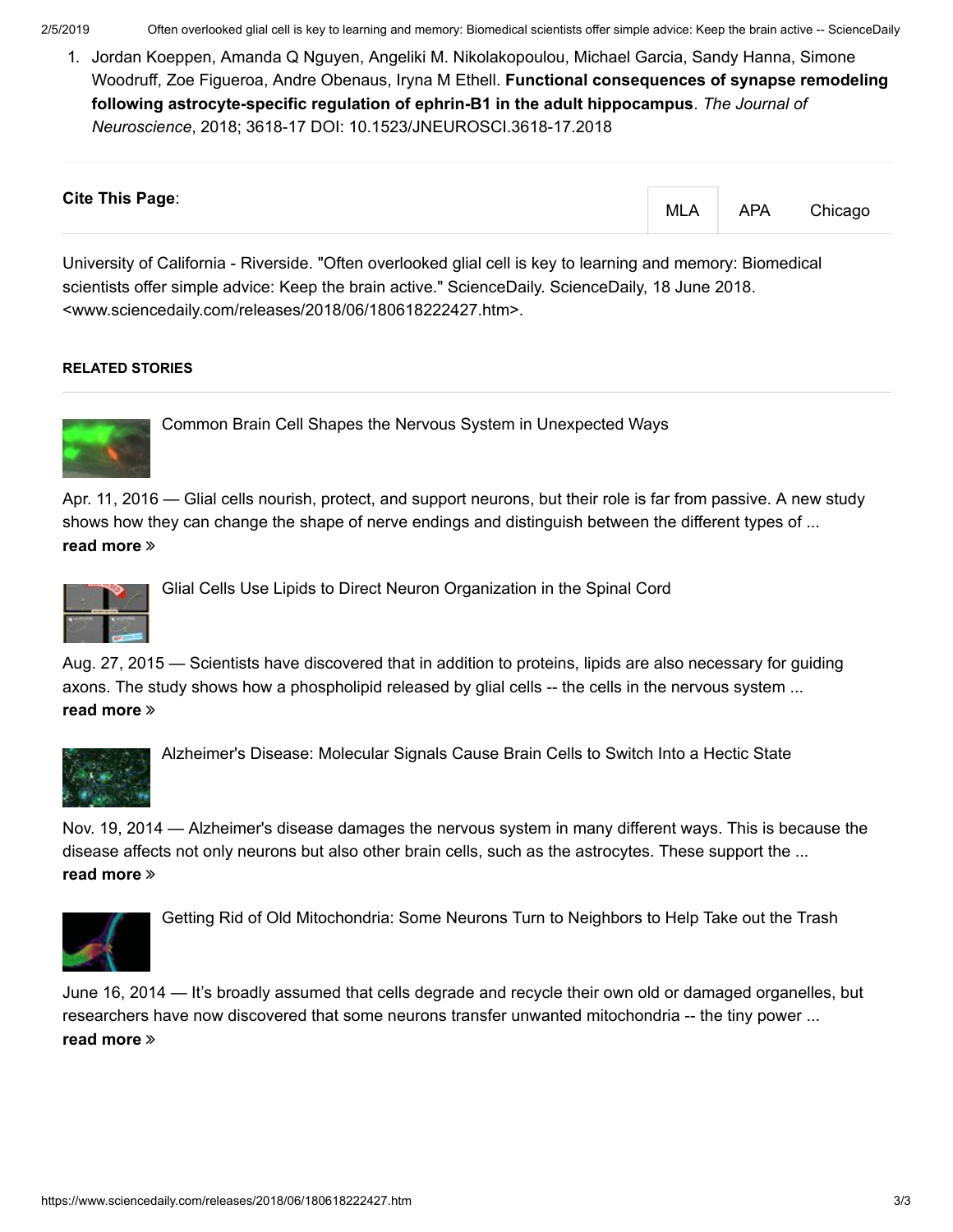1. Jordan Koeppen, Amanda Q Nguyen, Angeliki M. Nikolakopoulou, Michael Garcia, Sandy Hanna, Simone Woodruff, Zoe Figueroa, Andre Obenaus, Iryna M Ethell. **Functional consequences of synapse remodeling following astrocyte-specific regulation of ephrin-B1 in the adult hippocampus**. *The Journal of Neuroscience*, 2018; 3618-17 DOI: 10.1523/JNEUROSCI.3618-17.2018

**Cite This Page**:

MLA APA Chicago

University of California - Riverside. "Often overlooked glial cell is key to learning and memory: Biomedical scientists offer simple advice: Keep the brain active." ScienceDaily. ScienceDaily, 18 June 2018. <www.sciencedaily.com/releases/2018/06/180618222427.htm>.

**RELATED STORIES**

Common Brain Cell Shapes the Nervous System in Unexpected Ways

Apr. 11, 2016 — Glial cells nourish, protect, and support neurons, but their role is far from passive. A new study shows how they can change the shape of nerve endings and distinguish between the different types of ...
**read more »**

Glial Cells Use Lipids to Direct Neuron Organization in the Spinal Cord

Aug. 27, 2015 — Scientists have discovered that in addition to proteins, lipids are also necessary for guiding axons. The study shows how a phospholipid released by glial cells -- the cells in the nervous system ...
**read more »**

Alzheimer's Disease: Molecular Signals Cause Brain Cells to Switch Into a Hectic State

Nov. 19, 2014 — Alzheimer's disease damages the nervous system in many different ways. This is because the disease affects not only neurons but also other brain cells, such as the astrocytes. These support the ...
**read more »**

Getting Rid of Old Mitochondria: Some Neurons Turn to Neighbors to Help Take out the Trash

June 16, 2014 — It's broadly assumed that cells degrade and recycle their own old or damaged organelles, but researchers have now discovered that some neurons transfer unwanted mitochondria -- the tiny power ...
**read more »**